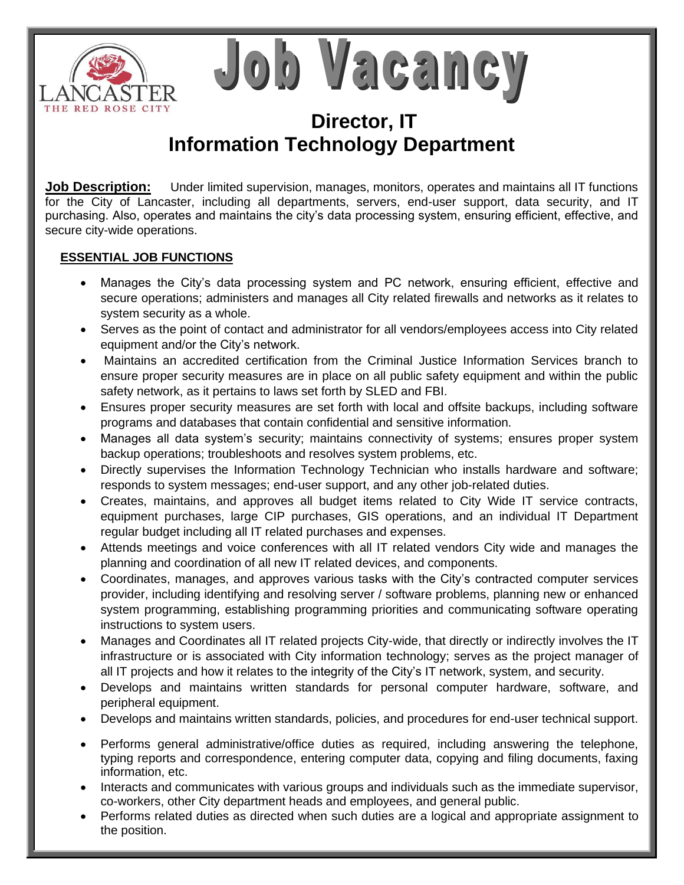LANCASTER
THE RED ROSE CITY

# Job Vacancy

## Director, IT
## Information Technology Department

**Job Description:** Under limited supervision, manages, monitors, operates and maintains all IT functions for the City of Lancaster, including all departments, servers, end-user support, data security, and IT purchasing. Also, operates and maintains the city's data processing system, ensuring efficient, effective, and secure city-wide operations.

**ESSENTIAL JOB FUNCTIONS**

- Manages the City's data processing system and PC network, ensuring efficient, effective and secure operations; administers and manages all City related firewalls and networks as it relates to system security as a whole.
- Serves as the point of contact and administrator for all vendors/employees access into City related equipment and/or the City's network.
- Maintains an accredited certification from the Criminal Justice Information Services branch to ensure proper security measures are in place on all public safety equipment and within the public safety network, as it pertains to laws set forth by SLED and FBI.
- Ensures proper security measures are set forth with local and offsite backups, including software programs and databases that contain confidential and sensitive information.
- Manages all data system's security; maintains connectivity of systems; ensures proper system backup operations; troubleshoots and resolves system problems, etc.
- Directly supervises the Information Technology Technician who installs hardware and software; responds to system messages; end-user support, and any other job-related duties.
- Creates, maintains, and approves all budget items related to City Wide IT service contracts, equipment purchases, large CIP purchases, GIS operations, and an individual IT Department regular budget including all IT related purchases and expenses.
- Attends meetings and voice conferences with all IT related vendors City wide and manages the planning and coordination of all new IT related devices, and components.
- Coordinates, manages, and approves various tasks with the City's contracted computer services provider, including identifying and resolving server / software problems, planning new or enhanced system programming, establishing programming priorities and communicating software operating instructions to system users.
- Manages and Coordinates all IT related projects City-wide, that directly or indirectly involves the IT infrastructure or is associated with City information technology; serves as the project manager of all IT projects and how it relates to the integrity of the City's IT network, system, and security.
- Develops and maintains written standards for personal computer hardware, software, and peripheral equipment.
- Develops and maintains written standards, policies, and procedures for end-user technical support.
- Performs general administrative/office duties as required, including answering the telephone, typing reports and correspondence, entering computer data, copying and filing documents, faxing information, etc.
- Interacts and communicates with various groups and individuals such as the immediate supervisor, co-workers, other City department heads and employees, and general public.
- Performs related duties as directed when such duties are a logical and appropriate assignment to the position.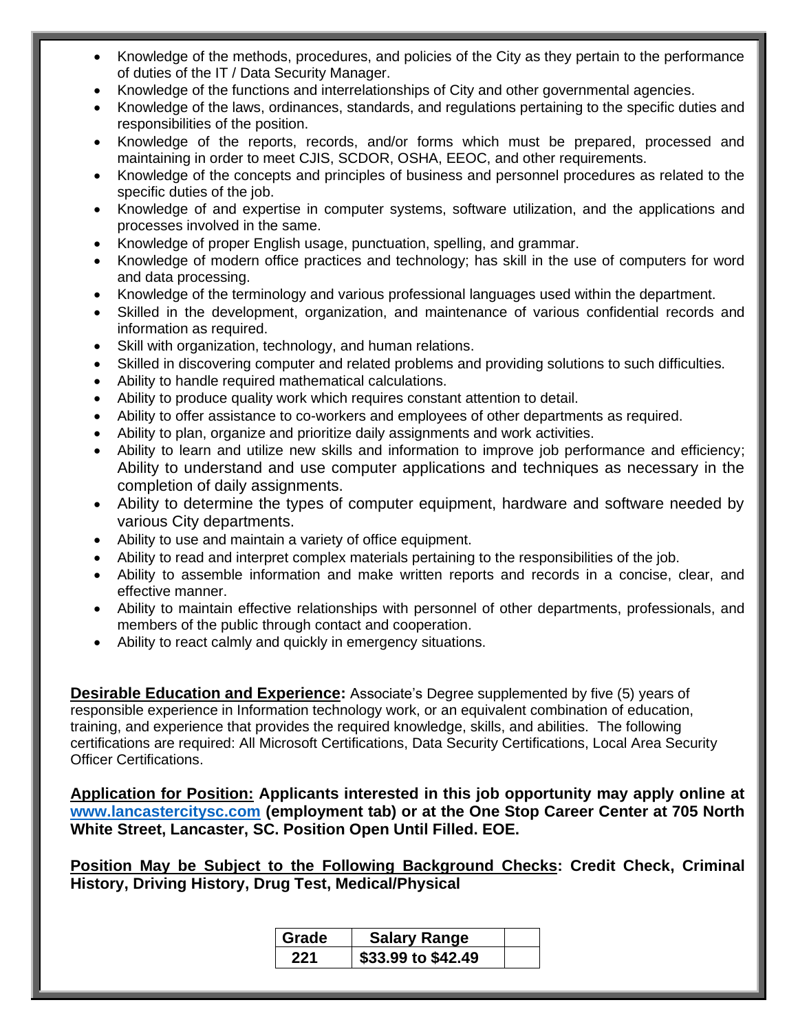- Knowledge of the methods, procedures, and policies of the City as they pertain to the performance of duties of the IT / Data Security Manager.
- Knowledge of the functions and interrelationships of City and other governmental agencies.
- Knowledge of the laws, ordinances, standards, and regulations pertaining to the specific duties and responsibilities of the position.
- Knowledge of the reports, records, and/or forms which must be prepared, processed and maintaining in order to meet CJIS, SCDOR, OSHA, EEOC, and other requirements.
- Knowledge of the concepts and principles of business and personnel procedures as related to the specific duties of the job.
- Knowledge of and expertise in computer systems, software utilization, and the applications and processes involved in the same.
- Knowledge of proper English usage, punctuation, spelling, and grammar.
- Knowledge of modern office practices and technology; has skill in the use of computers for word and data processing.
- Knowledge of the terminology and various professional languages used within the department.
- Skilled in the development, organization, and maintenance of various confidential records and information as required.
- Skill with organization, technology, and human relations.
- Skilled in discovering computer and related problems and providing solutions to such difficulties.
- Ability to handle required mathematical calculations.
- Ability to produce quality work which requires constant attention to detail.
- Ability to offer assistance to co-workers and employees of other departments as required.
- Ability to plan, organize and prioritize daily assignments and work activities.
- Ability to learn and utilize new skills and information to improve job performance and efficiency; Ability to understand and use computer applications and techniques as necessary in the completion of daily assignments.
- Ability to determine the types of computer equipment, hardware and software needed by various City departments.
- Ability to use and maintain a variety of office equipment.
- Ability to read and interpret complex materials pertaining to the responsibilities of the job.
- Ability to assemble information and make written reports and records in a concise, clear, and effective manner.
- Ability to maintain effective relationships with personnel of other departments, professionals, and members of the public through contact and cooperation.
- Ability to react calmly and quickly in emergency situations.

**Desirable Education and Experience:** Associate's Degree supplemented by five (5) years of responsible experience in Information technology work, or an equivalent combination of education, training, and experience that provides the required knowledge, skills, and abilities. The following certifications are required: All Microsoft Certifications, Data Security Certifications, Local Area Security Officer Certifications.

**Application for Position: Applicants interested in this job opportunity may apply online at www.lancastercitysc.com (employment tab) or at the One Stop Career Center at 705 North White Street, Lancaster, SC. Position Open Until Filled. EOE.**

**Position May be Subject to the Following Background Checks: Credit Check, Criminal History, Driving History, Drug Test, Medical/Physical**

| Grade | Salary Range | |
|---|---|---|
| 221 | $33.99 to $42.49 | |